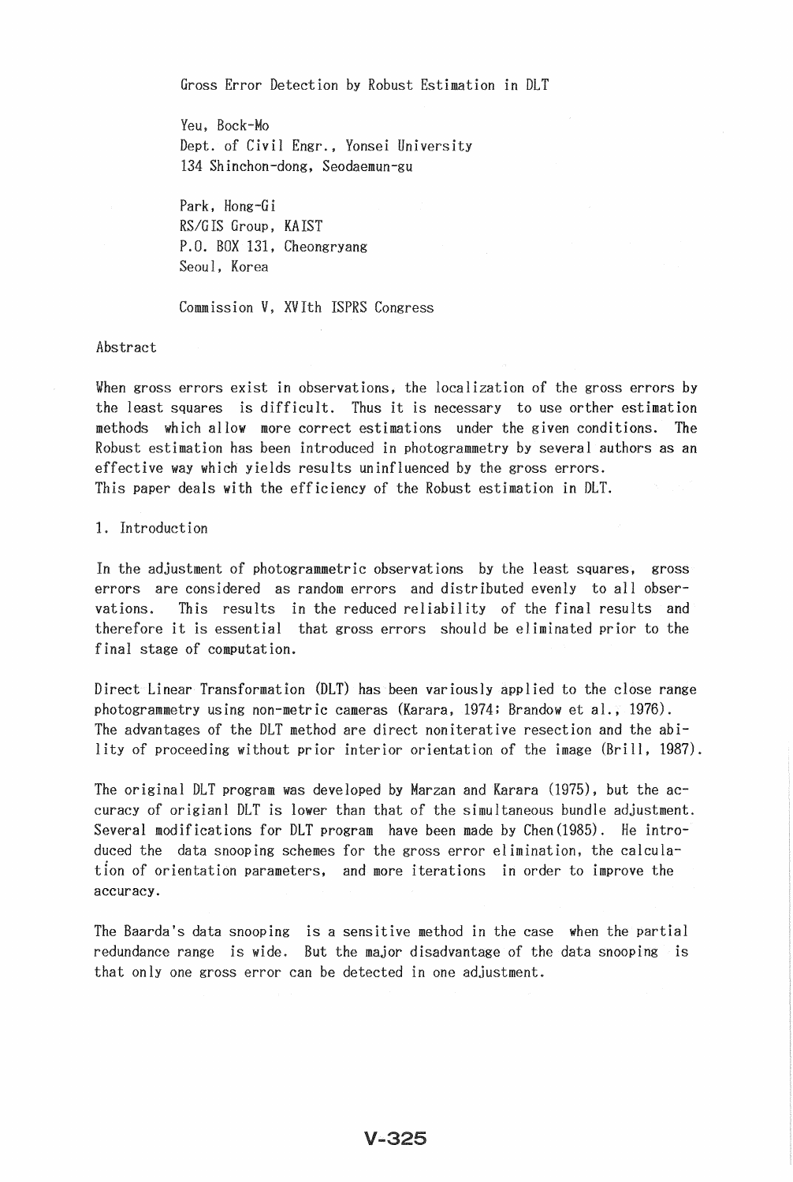# Gross Error Detection by Robust Estimation in DLT

Yeu, Bock-Mo
Dept. of Civil Engr., Yonsei University
134 Shinchon-dong, Seodaemun-gu

Park, Hong-Gi
RS/GIS Group, KAIST
P.O. BOX 131, Cheongryang
Seoul, Korea

Commission V, XVIth ISPRS Congress

## Abstract

When gross errors exist in observations, the localization of the gross errors by the least squares is difficult. Thus it is necessary to use orther estimation methods which allow more correct estimations under the given conditions. The Robust estimation has been introduced in photogrammetry by several authors as an effective way which yields results uninfluenced by the gross errors.
This paper deals with the efficiency of the Robust estimation in DLT.

## 1. Introduction

In the adjustment of photogrammetric observations by the least squares, gross errors are considered as random errors and distributed evenly to all observations. This results in the reduced reliability of the final results and therefore it is essential that gross errors should be eliminated prior to the final stage of computation.

Direct Linear Transformation (DLT) has been variously applied to the close range photogrammetry using non-metric cameras (Karara, 1974; Brandow et al., 1976). The advantages of the DLT method are direct noniterative resection and the ability of proceeding without prior interior orientation of the image (Brill, 1987).

The original DLT program was developed by Marzan and Karara (1975), but the accuracy of origianl DLT is lower than that of the simultaneous bundle adjustment. Several modifications for DLT program have been made by Chen(1985). He introduced the data snooping schemes for the gross error elimination, the calculation of orientation parameters, and more iterations in order to improve the accuracy.

The Baarda's data snooping is a sensitive method in the case when the partial redundance range is wide. But the major disadvantage of the data snooping is that only one gross error can be detected in one adjustment.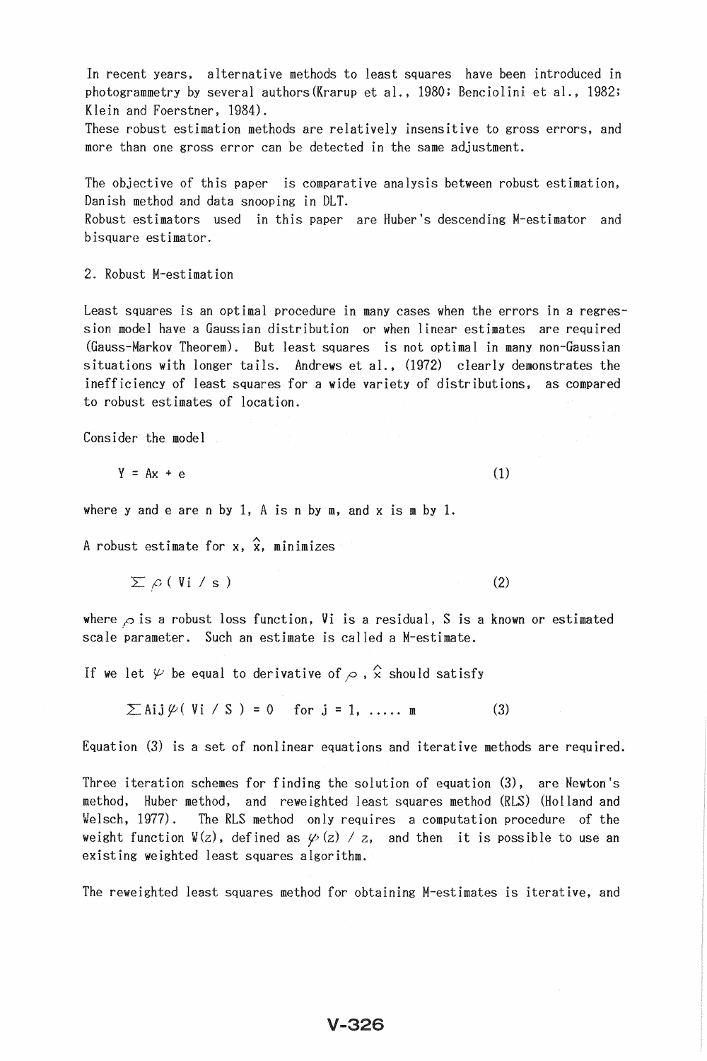In recent years, alternative methods to least squares have been introduced in photogrammetry by several authors(Krarup et al., 1980; Benciolini et al., 1982; Klein and Foerstner, 1984).
These robust estimation methods are relatively insensitive to gross errors, and more than one gross error can be detected in the same adjustment.

The objective of this paper is comparative analysis between robust estimation, Danish method and data snooping in DLT.
Robust estimators used in this paper are Huber's descending M-estimator and bisquare estimator.

## 2. Robust M-estimation

Least squares is an optimal procedure in many cases when the errors in a regression model have a Gaussian distribution or when linear estimates are required (Gauss-Markov Theorem). But least squares is not optimal in many non-Gaussian situations with longer tails. Andrews et al., (1972) clearly demonstrates the inefficiency of least squares for a wide variety of distributions, as compared to robust estimates of location.

Consider the model

$$Y = Ax + e \tag{1}$$

where y and e are n by 1, A is n by m, and x is m by 1.

A robust estimate for x, $\hat{x}$, minimizes

$$\sum \rho ( V_i / s ) \tag{2}$$

where $\rho$ is a robust loss function, $V_i$ is a residual, S is a known or estimated scale parameter. Such an estimate is called a M-estimate.

If we let $\psi$ be equal to derivative of $\rho$ , $\hat{x}$ should satisfy

$$\sum A_{ij} \psi ( V_i / S ) = 0 \quad \text{for } j = 1, \ldots\ldots m \tag{3}$$

Equation (3) is a set of nonlinear equations and iterative methods are required.

Three iteration schemes for finding the solution of equation (3), are Newton's method, Huber method, and reweighted least squares method (RLS) (Holland and Welsch, 1977). The RLS method only requires a computation procedure of the weight function W(z), defined as $\psi(z) / z$, and then it is possible to use an existing weighted least squares algorithm.

The reweighted least squares method for obtaining M-estimates is iterative, and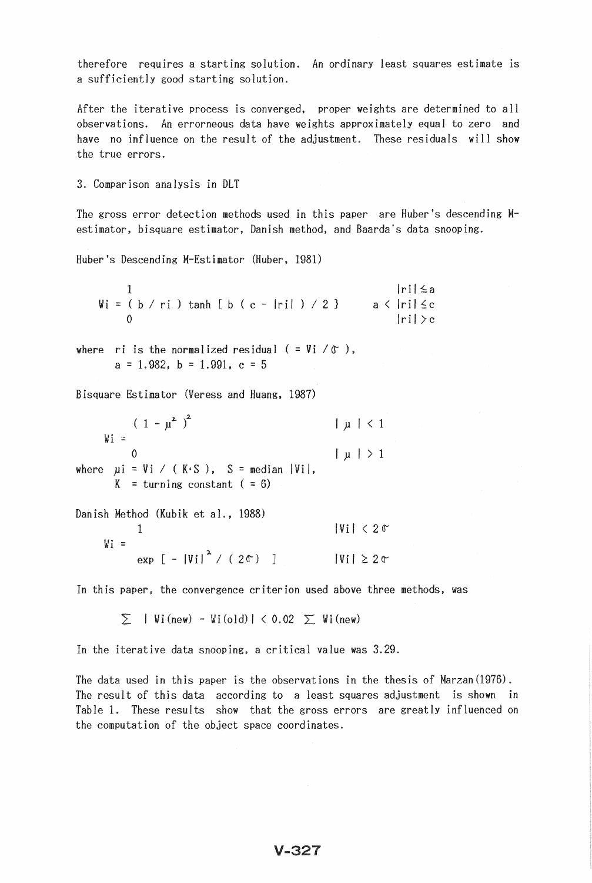therefore requires a starting solution. An ordinary least squares estimate is a sufficiently good starting solution.

After the iterative process is converged, proper weights are determined to all observations. An errorneous data have weights approximately equal to zero and have no influence on the result of the adjustment. These residuals will show the true errors.

3. Comparison analysis in DLT

The gross error detection methods used in this paper are Huber's descending M-estimator, bisquare estimator, Danish method, and Baarda's data snooping.

Huber's Descending M-Estimator (Huber, 1981)

$$
W_i = \begin{cases} 1 & |r_i| \leq a \\ (b / r_i) \tanh [\, b\,(c - |r_i|) / 2\,] & a < |r_i| \leq c \\ 0 & |r_i| > c \end{cases}
$$

where $r_i$ is the normalized residual ( $= V_i / \sigma$ ),
$a = 1.982$, $b = 1.991$, $c = 5$

Bisquare Estimator (Veress and Huang, 1987)

$$
W_i = \begin{cases} (1 - \mu^2)^2 & |\mu| < 1 \\ 0 & |\mu| > 1 \end{cases}
$$

where $\mu_i = V_i / (K \cdot S)$, $S = \text{median } |V_i|$,
$K$ = turning constant ( = 6)

Danish Method (Kubik et al., 1988)

$$
W_i = \begin{cases} 1 & |V_i| < 2\sigma \\ \exp[\, - |V_i|^2 / (2\sigma)\,] & |V_i| \geq 2\sigma \end{cases}
$$

In this paper, the convergence criterion used above three methods, was

$$
\sum | W_i(\text{new}) - W_i(\text{old}) | < 0.02 \sum W_i(\text{new})
$$

In the iterative data snooping, a critical value was 3.29.

The data used in this paper is the observations in the thesis of Marzan(1976). The result of this data according to a least squares adjustment is shown in Table 1. These results show that the gross errors are greatly influenced on the computation of the object space coordinates.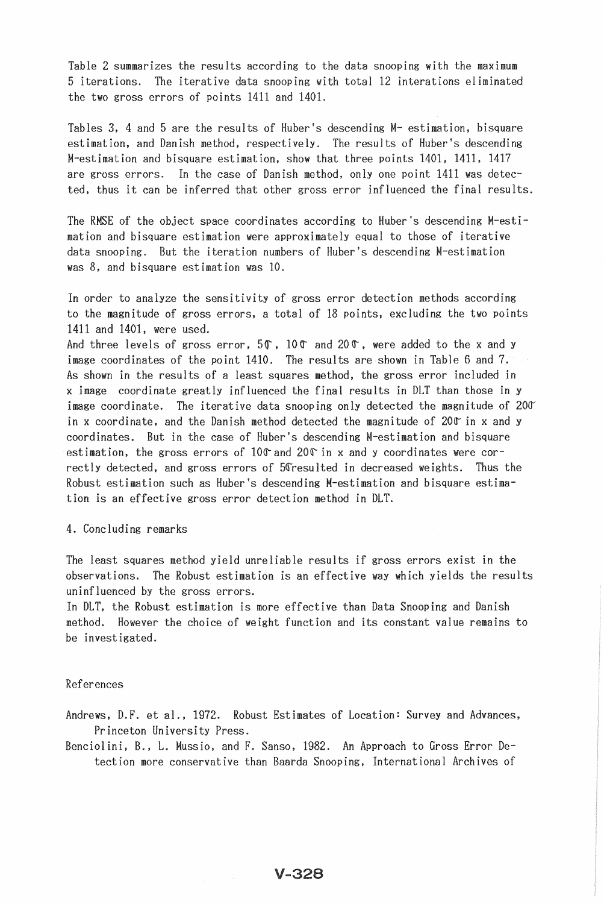Table 2 summarizes the results according to the data snooping with the maximum 5 iterations. The iterative data snooping with total 12 interations eliminated the two gross errors of points 1411 and 1401.

Tables 3, 4 and 5 are the results of Huber's descending M- estimation, bisquare estimation, and Danish method, respectively. The results of Huber's descending M-estimation and bisquare estimation, show that three points 1401, 1411, 1417 are gross errors. In the case of Danish method, only one point 1411 was detected, thus it can be inferred that other gross error influenced the final results.

The RMSE of the object space coordinates according to Huber's descending M-estimation and bisquare estimation were approximately equal to those of iterative data snooping. But the iteration numbers of Huber's descending M-estimation was 8, and bisquare estimation was 10.

In order to analyze the sensitivity of gross error detection methods according to the magnitude of gross errors, a total of 18 points, excluding the two points 1411 and 1401, were used.
And three levels of gross error, $5\sigma$, $10\sigma$ and $20\sigma$, were added to the x and y image coordinates of the point 1410. The results are shown in Table 6 and 7. As shown in the results of a least squares method, the gross error included in x image coordinate greatly influenced the final results in DLT than those in y image coordinate. The iterative data snooping only detected the magnitude of $20\sigma$ in x coordinate, and the Danish method detected the magnitude of $20\sigma$ in x and y coordinates. But in the case of Huber's descending M-estimation and bisquare estimation, the gross errors of $10\sigma$ and $20\sigma$ in x and y coordinates were correctly detected, and gross errors of $5\sigma$ resulted in decreased weights. Thus the Robust estimation such as Huber's descending M-estimation and bisquare estimation is an effective gross error detection method in DLT.

## 4. Concluding remarks

The least squares method yield unreliable results if gross errors exist in the observations. The Robust estimation is an effective way which yields the results uninfluenced by the gross errors.
In DLT, the Robust estimation is more effective than Data Snooping and Danish method. However the choice of weight function and its constant value remains to be investigated.

## References

Andrews, D.F. et al., 1972. Robust Estimates of Location: Survey and Advances, Princeton University Press.

Benciolini, B., L. Mussio, and F. Sanso, 1982. An Approach to Gross Error Detection more conservative than Baarda Snooping, International Archives of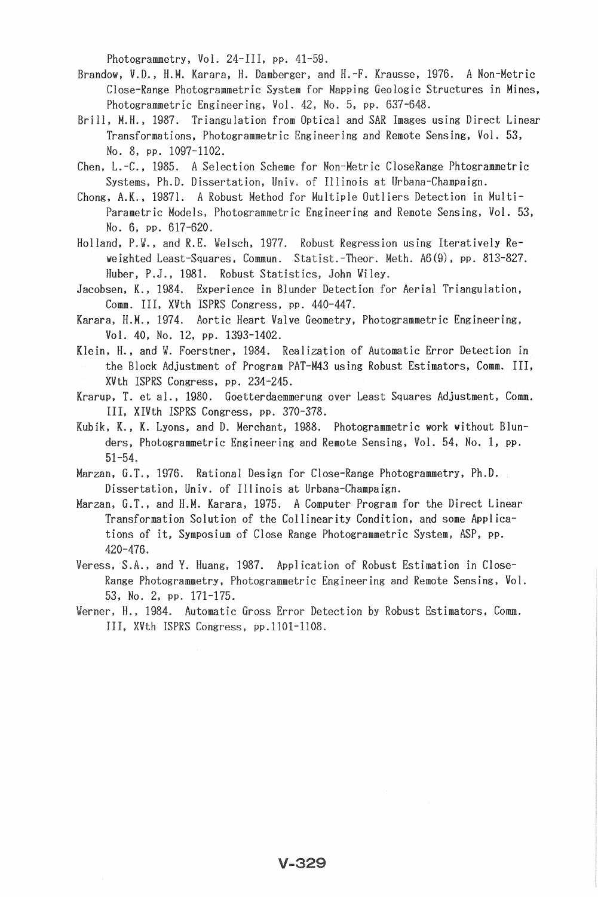Photogrammetry, Vol. 24-III, pp. 41-59.

Brandow, V.D., H.M. Karara, H. Damberger, and H.-F. Krausse, 1976. A Non-Metric Close-Range Photogrammetric System for Mapping Geologic Structures in Mines, Photogrammetric Engineering, Vol. 42, No. 5, pp. 637-648.

Brill, M.H., 1987. Triangulation from Optical and SAR Images using Direct Linear Transformations, Photogrammetric Engineering and Remote Sensing, Vol. 53, No. 8, pp. 1097-1102.

Chen, L.-C., 1985. A Selection Scheme for Non-Metric CloseRange Phtogrammetric Systems, Ph.D. Dissertation, Univ. of Illinois at Urbana-Champaign.

Chong, A.K., 19871. A Robust Method for Multiple Outliers Detection in Multi-Parametric Models, Photogrammetric Engineering and Remote Sensing, Vol. 53, No. 6, pp. 617-620.

Holland, P.W., and R.E. Welsch, 1977. Robust Regression using Iteratively Re-weighted Least-Squares, Commun. Statist.-Theor. Meth. A6(9), pp. 813-827.

Huber, P.J., 1981. Robust Statistics, John Wiley.

Jacobsen, K., 1984. Experience in Blunder Detection for Aerial Triangulation, Comm. III, XVth ISPRS Congress, pp. 440-447.

Karara, H.M., 1974. Aortic Heart Valve Geometry, Photogrammetric Engineering, Vol. 40, No. 12, pp. 1393-1402.

Klein, H., and W. Foerstner, 1984. Realization of Automatic Error Detection in the Block Adjustment of Program PAT-M43 using Robust Estimators, Comm. III, XVth ISPRS Congress, pp. 234-245.

Krarup, T. et al., 1980. Goetterdaemmerung over Least Squares Adjustment, Comm. III, XIVth ISPRS Congress, pp. 370-378.

Kubik, K., K. Lyons, and D. Merchant, 1988. Photogrammetric work without Blunders, Photogrammetric Engineering and Remote Sensing, Vol. 54, No. 1, pp. 51-54.

Marzan, G.T., 1976. Rational Design for Close-Range Photogrammetry, Ph.D. Dissertation, Univ. of Illinois at Urbana-Champaign.

Marzan, G.T., and H.M. Karara, 1975. A Computer Program for the Direct Linear Transformation Solution of the Collinearity Condition, and some Applications of it, Symposium of Close Range Photogrammetric System, ASP, pp. 420-476.

Veress, S.A., and Y. Huang, 1987. Application of Robust Estimation in Close-Range Photogrammetry, Photogrammetric Engineering and Remote Sensing, Vol. 53, No. 2, pp. 171-175.

Werner, H., 1984. Automatic Gross Error Detection by Robust Estimators, Comm. III, XVth ISPRS Congress, pp.1101-1108.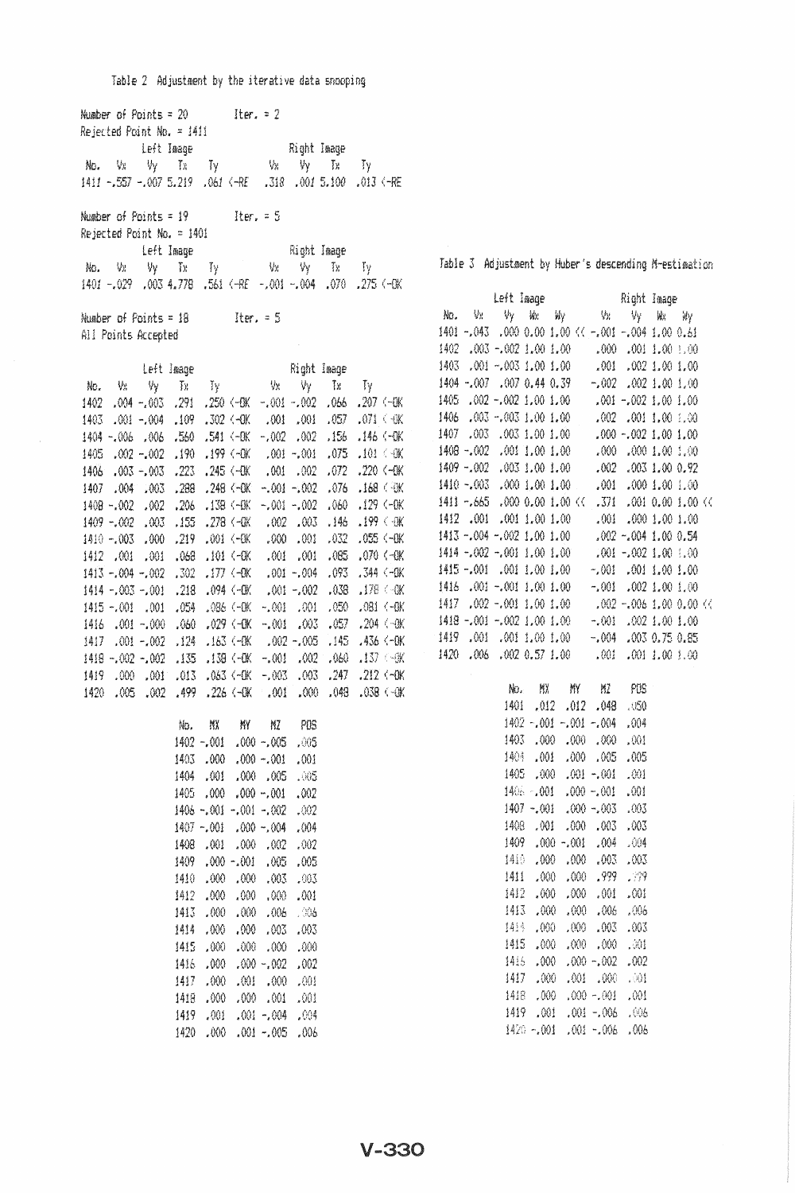Table 2 Adjustment by the iterative data snooping

Number of Points = 20 Iter. = 2
Rejected Point No. = 1411

| | Left Image | | | | | Right Image | | | | |
|---|---|---|---|---|---|---|---|---|---|---|
| No. | Vx | Vy | Tx | Ty | | Vx | Vy | Tx | Ty | |
| 1411 | -.557 | -.007 | 5.219 | .061 | <-RE | .318 | .001 | 5.100 | .013 | <-RE |

Number of Points = 19 Iter. = 5
Rejected Point No. = 1401

| | Left Image | | | | | Right Image | | | | |
|---|---|---|---|---|---|---|---|---|---|---|
| No. | Vx | Vy | Tx | Ty | | Vx | Vy | Tx | Ty | |
| 1401 | -.029 | .003 | 4.778 | .561 | <-RE | -.001 | -.004 | .070 | .275 | <-OK |

Number of Points = 18 Iter. = 5
All Points Accepted

| | Left Image | | | | | Right Image | | | | |
|---|---|---|---|---|---|---|---|---|---|---|
| No. | Vx | Vy | Tx | Ty | | Vx | Vy | Tx | Ty | |
| 1402 | .004 | -.003 | .291 | .250 | <-OK | -.001 | -.002 | .066 | .207 | <-OK |
| 1403 | .001 | -.004 | .109 | .302 | <-OK | .001 | .001 | .057 | .071 | <-OK |
| 1404 | -.006 | .006 | .560 | .541 | <-OK | -.002 | .002 | .156 | .146 | <-OK |
| 1405 | .002 | -.002 | .190 | .199 | <-OK | .001 | -.001 | .075 | .101 | <-OK |
| 1406 | .003 | -.003 | .223 | .245 | <-OK | .001 | .002 | .072 | .220 | <-OK |
| 1407 | .004 | .003 | .288 | .248 | <-OK | -.001 | -.002 | .076 | .168 | <-OK |
| 1408 | -.002 | .002 | .206 | .138 | <-OK | -.001 | -.002 | .060 | .129 | <-OK |
| 1409 | -.002 | .003 | .155 | .278 | <-OK | .002 | .003 | .146 | .199 | <-OK |
| 1410 | -.003 | .000 | .219 | .001 | <-OK | .000 | .001 | .032 | .055 | <-OK |
| 1412 | .001 | .001 | .068 | .101 | <-OK | .001 | .001 | .085 | .070 | <-OK |
| 1413 | -.004 | -.002 | .302 | .177 | <-OK | .001 | -.004 | .093 | .344 | <-OK |
| 1414 | -.003 | -.001 | .218 | .094 | <-OK | .001 | -.002 | .038 | .178 | <-OK |
| 1415 | -.001 | .001 | .054 | .086 | <-OK | -.001 | .001 | .050 | .081 | <-OK |
| 1416 | .001 | -.000 | .060 | .029 | <-OK | -.001 | .003 | .057 | .204 | <-OK |
| 1417 | .001 | -.002 | .124 | .163 | <-OK | .002 | -.005 | .145 | .436 | <-OK |
| 1418 | -.002 | -.002 | .135 | .138 | <-OK | -.001 | .002 | .060 | .137 | <-OK |
| 1419 | .000 | .001 | .013 | .063 | <-OK | -.003 | .003 | .247 | .212 | <-OK |
| 1420 | .005 | .002 | .499 | .226 | <-OK | .001 | .000 | .048 | .038 | <-OK |

| No. | MX | MY | MZ | POS |
|---|---|---|---|---|
| 1402 | -.001 | .000 | -.005 | .005 |
| 1403 | .000 | .000 | -.001 | .001 |
| 1404 | .001 | .000 | .005 | .005 |
| 1405 | .000 | .000 | -.001 | .002 |
| 1406 | -.001 | -.001 | -.002 | .002 |
| 1407 | -.001 | .000 | -.004 | .004 |
| 1408 | .001 | .000 | .002 | .002 |
| 1409 | .000 | -.001 | .005 | .005 |
| 1410 | .000 | .000 | .003 | .003 |
| 1412 | .000 | .000 | .000 | .001 |
| 1413 | .000 | .000 | .006 | .006 |
| 1414 | .000 | .000 | .003 | .003 |
| 1415 | .000 | .000 | .000 | .000 |
| 1416 | .000 | .000 | -.002 | .002 |
| 1417 | .000 | .001 | .000 | .001 |
| 1418 | .000 | .000 | .001 | .001 |
| 1419 | .001 | .001 | -.004 | .004 |
| 1420 | .000 | .001 | -.005 | .006 |

Table 3 Adjustment by Huber's descending M-estimation

| | Left Image | | | | | Right Image | | | | |
|---|---|---|---|---|---|---|---|---|---|---|
| No. | Vx | Vy | Wx | Wy | | Vx | Vy | Wx | Wy | |
| 1401 | -.043 | .000 | 0.00 | 1.00 | << | -.001 | -.004 | 1.00 | 0.61 | |
| 1402 | .003 | -.002 | 1.00 | 1.00 | | .000 | .001 | 1.00 | 1.00 | |
| 1403 | .001 | -.003 | 1.00 | 1.00 | | .001 | .002 | 1.00 | 1.00 | |
| 1404 | -.007 | .007 | 0.44 | 0.39 | | -.002 | .002 | 1.00 | 1.00 | |
| 1405 | .002 | -.002 | 1.00 | 1.00 | | .001 | -.002 | 1.00 | 1.00 | |
| 1406 | .003 | -.003 | 1.00 | 1.00 | | .002 | .001 | 1.00 | 1.00 | |
| 1407 | .003 | .003 | 1.00 | 1.00 | | .000 | -.002 | 1.00 | 1.00 | |
| 1408 | -.002 | .001 | 1.00 | 1.00 | | .000 | .000 | 1.00 | 1.00 | |
| 1409 | -.002 | .003 | 1.00 | 1.00 | | .002 | .003 | 1.00 | 0.92 | |
| 1410 | -.003 | .000 | 1.00 | 1.00 | | .001 | .000 | 1.00 | 1.00 | |
| 1411 | -.665 | .000 | 0.00 | 1.00 | << | .371 | .001 | 0.00 | 1.00 | << |
| 1412 | .001 | .001 | 1.00 | 1.00 | | .001 | .000 | 1.00 | 1.00 | |
| 1413 | -.004 | -.002 | 1.00 | 1.00 | | .002 | -.004 | 1.00 | 0.54 | |
| 1414 | -.002 | -.001 | 1.00 | 1.00 | | .001 | -.002 | 1.00 | 1.00 | |
| 1415 | -.001 | .001 | 1.00 | 1.00 | | -.001 | .001 | 1.00 | 1.00 | |
| 1416 | .001 | -.001 | 1.00 | 1.00 | | -.001 | .002 | 1.00 | 1.00 | |
| 1417 | .002 | -.001 | 1.00 | 1.00 | | .002 | -.006 | 1.00 | 0.00 | << |
| 1418 | -.001 | -.002 | 1.00 | 1.00 | | -.001 | .002 | 1.00 | 1.00 | |
| 1419 | .001 | .001 | 1.00 | 1.00 | | -.004 | .003 | 0.75 | 0.85 | |
| 1420 | .006 | .002 | 0.57 | 1.00 | | .001 | .001 | 1.00 | 1.00 | |

| No. | MX | MY | MZ | POS |
|---|---|---|---|---|
| 1401 | .012 | .012 | .048 | .050 |
| 1402 | -.001 | -.001 | -.004 | .004 |
| 1403 | .000 | .000 | .000 | .001 |
| 1404 | .001 | .000 | .005 | .005 |
| 1405 | .000 | .001 | -.001 | .001 |
| 1406 | -.001 | .000 | -.001 | .001 |
| 1407 | -.001 | .000 | -.003 | .003 |
| 1408 | .001 | .000 | .003 | .003 |
| 1409 | .000 | -.001 | .004 | .004 |
| 1410 | .000 | .000 | .003 | .003 |
| 1411 | .000 | .000 | .999 | .999 |
| 1412 | .000 | .000 | .001 | .001 |
| 1413 | .000 | .000 | .006 | .006 |
| 1414 | .000 | .000 | .003 | .003 |
| 1415 | .000 | .000 | .000 | .001 |
| 1416 | .000 | .000 | -.002 | .002 |
| 1417 | .000 | .001 | .000 | .001 |
| 1418 | .000 | .000 | -.001 | .001 |
| 1419 | .001 | .001 | -.006 | .006 |
| 1420 | -.001 | .001 | -.006 | .006 |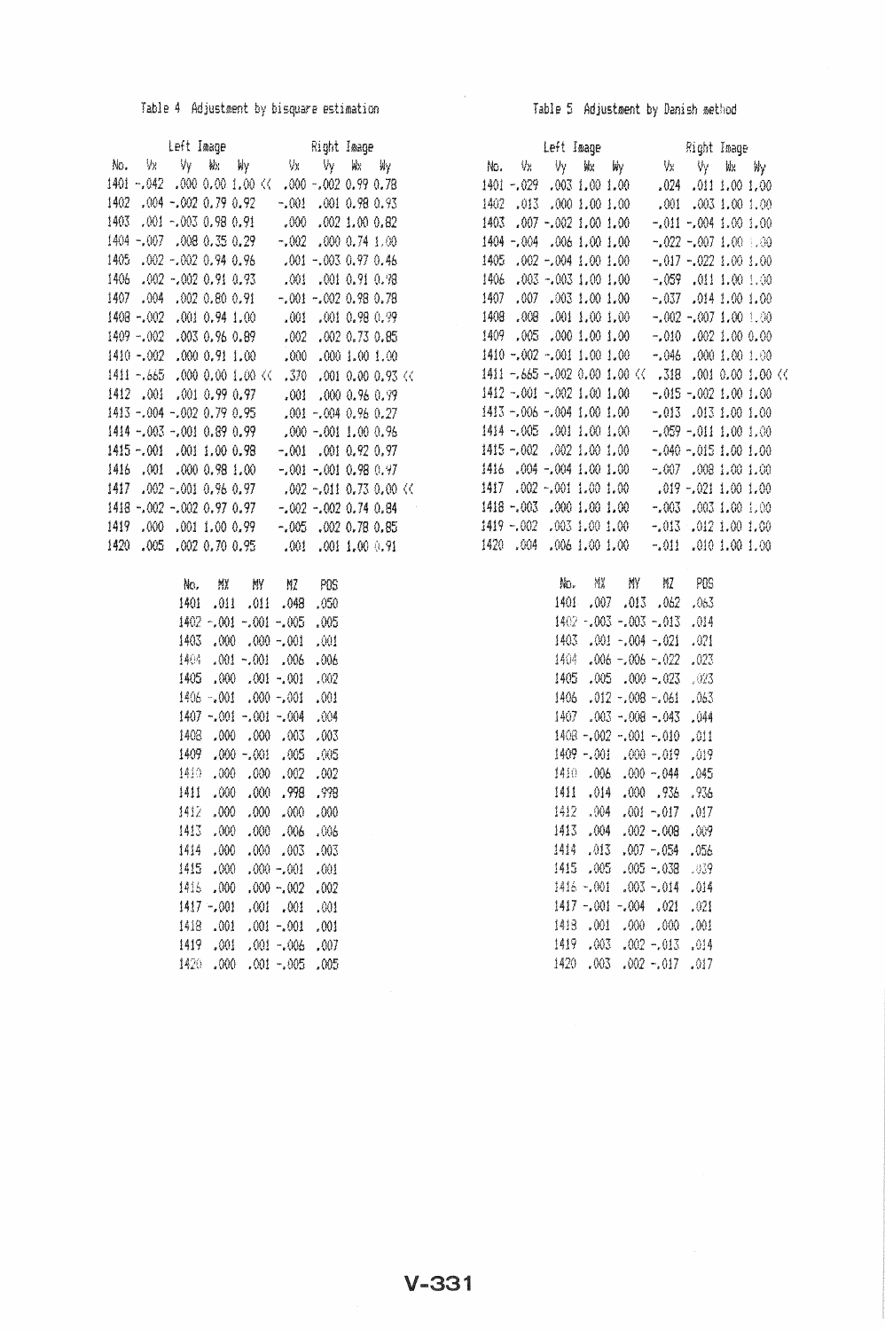Table 4 Adjustment by bisquare estimation

| No. | Left Image Vx | Vy | Wx | Wy | | Right Image Vx | Vy | Wx | Wy | |
|---|---|---|---|---|---|---|---|---|---|---|
| 1401 | -.042 | .000 | 0.00 | 1.00 | << | .000 | -.002 | 0.99 | 0.78 | |
| 1402 | .004 | -.002 | 0.79 | 0.92 | | -.001 | .001 | 0.98 | 0.93 | |
| 1403 | .001 | -.003 | 0.98 | 0.91 | | .000 | .002 | 1.00 | 0.82 | |
| 1404 | -.007 | .008 | 0.35 | 0.29 | | -.002 | .000 | 0.74 | 1.00 | |
| 1405 | .002 | -.002 | 0.94 | 0.96 | | .001 | -.003 | 0.97 | 0.46 | |
| 1406 | .002 | -.002 | 0.91 | 0.93 | | .001 | .001 | 0.91 | 0.98 | |
| 1407 | .004 | .002 | 0.80 | 0.91 | | -.001 | -.002 | 0.98 | 0.78 | |
| 1408 | -.002 | .001 | 0.94 | 1.00 | | .001 | .001 | 0.98 | 0.99 | |
| 1409 | -.002 | .003 | 0.96 | 0.89 | | .002 | .002 | 0.73 | 0.85 | |
| 1410 | -.002 | .000 | 0.91 | 1.00 | | .000 | .000 | 1.00 | 1.00 | |
| 1411 | -.665 | .000 | 0.00 | 1.00 | << | .370 | .001 | 0.00 | 0.93 | << |
| 1412 | .001 | .001 | 0.99 | 0.97 | | .001 | .000 | 0.96 | 0.99 | |
| 1413 | -.004 | -.002 | 0.79 | 0.95 | | .001 | -.004 | 0.96 | 0.27 | |
| 1414 | -.003 | -.001 | 0.89 | 0.99 | | .000 | -.001 | 1.00 | 0.96 | |
| 1415 | -.001 | .001 | 1.00 | 0.98 | | -.001 | .001 | 0.92 | 0.97 | |
| 1416 | .001 | .000 | 0.98 | 1.00 | | -.001 | -.001 | 0.98 | 0.97 | |
| 1417 | .002 | -.001 | 0.96 | 0.97 | | .002 | -.011 | 0.73 | 0.00 | << |
| 1418 | -.002 | -.002 | 0.97 | 0.97 | | -.002 | -.002 | 0.74 | 0.84 | |
| 1419 | .000 | .001 | 1.00 | 0.99 | | -.005 | .002 | 0.78 | 0.85 | |
| 1420 | .005 | .002 | 0.70 | 0.95 | | .001 | .001 | 1.00 | 0.91 | |

| No. | MX | MY | MZ | POS |
|---|---|---|---|---|
| 1401 | .011 | .011 | .048 | .050 |
| 1402 | -.001 | -.001 | -.005 | .005 |
| 1403 | .000 | .000 | -.001 | .001 |
| 1404 | .001 | -.001 | .006 | .006 |
| 1405 | .000 | .001 | -.001 | .002 |
| 1406 | -.001 | .000 | -.001 | .001 |
| 1407 | -.001 | -.001 | -.004 | .004 |
| 1408 | .000 | .000 | .003 | .003 |
| 1409 | .000 | -.001 | .005 | .005 |
| 1410 | .000 | .000 | .002 | .002 |
| 1411 | .000 | .000 | .998 | .998 |
| 1412 | .000 | .000 | .000 | .000 |
| 1413 | .000 | .000 | .006 | .006 |
| 1414 | .000 | .000 | .003 | .003 |
| 1415 | .000 | .000 | -.001 | .001 |
| 1416 | .000 | .000 | -.002 | .002 |
| 1417 | -.001 | .001 | .001 | .001 |
| 1418 | .001 | .001 | -.001 | .001 |
| 1419 | .001 | .001 | -.006 | .007 |
| 1420 | .000 | .001 | -.005 | .005 |

Table 5 Adjustment by Danish method

| No. | Left Image Vx | Vy | Wx | Wy | | Right Image Vx | Vy | Wx | Wy | |
|---|---|---|---|---|---|---|---|---|---|---|
| 1401 | -.029 | .003 | 1.00 | 1.00 | | .024 | .011 | 1.00 | 1.00 | |
| 1402 | .013 | .000 | 1.00 | 1.00 | | .001 | .003 | 1.00 | 1.00 | |
| 1403 | .007 | -.002 | 1.00 | 1.00 | | -.011 | -.004 | 1.00 | 1.00 | |
| 1404 | -.004 | .006 | 1.00 | 1.00 | | -.022 | -.007 | 1.00 | 1.00 | |
| 1405 | .002 | -.004 | 1.00 | 1.00 | | -.017 | -.022 | 1.00 | 1.00 | |
| 1406 | .003 | -.003 | 1.00 | 1.00 | | -.059 | .011 | 1.00 | 1.00 | |
| 1407 | .007 | .003 | 1.00 | 1.00 | | -.037 | .014 | 1.00 | 1.00 | |
| 1408 | .008 | .001 | 1.00 | 1.00 | | -.002 | -.007 | 1.00 | 1.00 | |
| 1409 | .005 | .000 | 1.00 | 1.00 | | -.010 | .002 | 1.00 | 0.00 | |
| 1410 | -.002 | -.001 | 1.00 | 1.00 | | -.046 | .000 | 1.00 | 1.00 | |
| 1411 | -.665 | -.002 | 0.00 | 1.00 | << | .318 | .001 | 0.00 | 1.00 | << |
| 1412 | -.001 | -.002 | 1.00 | 1.00 | | -.015 | -.002 | 1.00 | 1.00 | |
| 1413 | -.006 | -.004 | 1.00 | 1.00 | | -.013 | .013 | 1.00 | 1.00 | |
| 1414 | -.005 | .001 | 1.00 | 1.00 | | -.059 | -.011 | 1.00 | 1.00 | |
| 1415 | -.002 | .002 | 1.00 | 1.00 | | -.040 | -.015 | 1.00 | 1.00 | |
| 1416 | .004 | -.004 | 1.00 | 1.00 | | -.007 | .008 | 1.00 | 1.00 | |
| 1417 | .002 | -.001 | 1.00 | 1.00 | | .019 | -.021 | 1.00 | 1.00 | |
| 1418 | -.003 | .000 | 1.00 | 1.00 | | -.003 | .003 | 1.00 | 1.00 | |
| 1419 | -.002 | .003 | 1.00 | 1.00 | | -.013 | .012 | 1.00 | 1.00 | |
| 1420 | .004 | .006 | 1.00 | 1.00 | | -.011 | .010 | 1.00 | 1.00 | |

| No. | MX | MY | MZ | POS |
|---|---|---|---|---|
| 1401 | .007 | .013 | .062 | .063 |
| 1402 | -.003 | -.003 | -.013 | .014 |
| 1403 | .001 | -.004 | -.021 | .021 |
| 1404 | .006 | -.006 | -.022 | .023 |
| 1405 | .005 | .000 | -.023 | .023 |
| 1406 | .012 | -.008 | -.061 | .063 |
| 1407 | .003 | -.008 | -.043 | .044 |
| 1408 | -.002 | -.001 | -.010 | .011 |
| 1409 | -.001 | .000 | -.019 | .019 |
| 1410 | .006 | .000 | -.044 | .045 |
| 1411 | .014 | .000 | .936 | .936 |
| 1412 | .004 | .001 | -.017 | .017 |
| 1413 | .004 | .002 | -.008 | .009 |
| 1414 | .013 | .007 | -.054 | .056 |
| 1415 | .005 | .005 | -.038 | .039 |
| 1416 | -.001 | .003 | -.014 | .014 |
| 1417 | -.001 | -.004 | .021 | .021 |
| 1418 | .001 | .000 | .000 | .001 |
| 1419 | .003 | .002 | -.013 | .014 |
| 1420 | .003 | .002 | -.017 | .017 |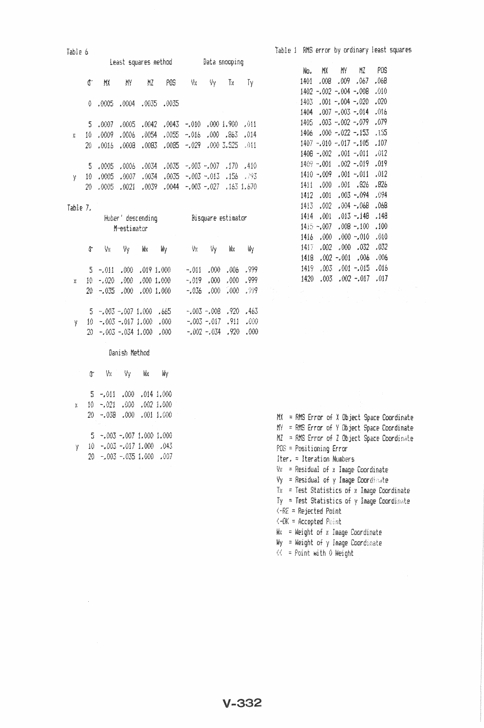Table 6

| | σ | Least squares method | | | | Data snooping | | | |
|---|---|---|---|---|---|---|---|---|---|
| | | MX | MY | MZ | POS | Vx | Vy | Tx | Ty |
| | 0 | .0005 | .0004 | .0035 | .0035 | | | | |
| x | 5 | .0007 | .0005 | .0042 | .0043 | -.010 | .000 | 1.900 | .011 |
| x | 10 | .0009 | .0006 | .0054 | .0055 | -.016 | .000 | .863 | .014 |
| x | 20 | .0016 | .0008 | .0083 | .0085 | -.029 | .000 | 3.525 | .011 |
| y | 5 | .0005 | .0006 | .0034 | .0035 | -.003 | -.007 | .170 | .410 |
| y | 10 | .0005 | .0007 | .0034 | .0035 | -.003 | -.013 | .156 | .793 |
| y | 20 | .0005 | .0021 | .0039 | .0044 | -.003 | -.027 | .163 | 1.670 |

Table 7.

| | σ | Huber' descending M-estimator | | | | Bisquare estimator | | | |
|---|---|---|---|---|---|---|---|---|---|
| | | Vx | Vy | Wx | Wy | Vx | Vy | Wx | Wy |
| x | 5 | -.011 | .000 | .019 | 1.000 | -.011 | .000 | .006 | .999 |
| x | 10 | -.020 | .000 | .000 | 1.000 | -.019 | .000 | .000 | .999 |
| x | 20 | -.035 | .000 | .000 | 1.000 | -.036 | .000 | .000 | .999 |
| y | 5 | -.003 | -.007 | 1.000 | .665 | -.003 | -.008 | .920 | .463 |
| y | 10 | -.003 | -.017 | 1.000 | .000 | -.003 | -.017 | .911 | .000 |
| y | 20 | -.003 | -.034 | 1.000 | .000 | -.002 | -.034 | .920 | .000 |

Danish Method

| | σ | Vx | Vy | Wx | Wy |
|---|---|---|---|---|---|
| x | 5 | -.011 | .000 | .014 | 1.000 |
| x | 10 | -.021 | .000 | .002 | 1.000 |
| x | 20 | -.038 | .000 | .001 | 1.000 |
| y | 5 | -.003 | -.007 | 1.000 | 1.000 |
| y | 10 | -.003 | -.017 | 1.000 | .043 |
| y | 20 | -.003 | -.035 | 1.000 | .007 |

Table 1 RMS error by ordinary least squares

| No. | MX | MY | MZ | POS |
|---|---|---|---|---|
| 1401 | .008 | .009 | .067 | .068 |
| 1402 | -.002 | -.004 | -.008 | .010 |
| 1403 | .001 | -.004 | -.020 | .020 |
| 1404 | .007 | -.003 | -.014 | .016 |
| 1405 | .003 | -.002 | -.079 | .079 |
| 1406 | .000 | -.022 | -.153 | .155 |
| 1407 | -.010 | -.017 | -.105 | .107 |
| 1408 | -.002 | .001 | -.011 | .012 |
| 1409 | -.001 | .002 | -.019 | .019 |
| 1410 | -.009 | .001 | -.011 | .012 |
| 1411 | .000 | .001 | .826 | .826 |
| 1412 | .001 | .003 | -.094 | .094 |
| 1413 | .002 | .004 | -.068 | .068 |
| 1414 | .001 | .013 | -.148 | .148 |
| 1415 | -.007 | .008 | -.100 | .100 |
| 1416 | .000 | .000 | -.010 | .010 |
| 1417 | .002 | .000 | .032 | .032 |
| 1418 | .002 | -.001 | .006 | .006 |
| 1419 | .003 | .001 | -.015 | .016 |
| 1420 | .003 | .002 | -.017 | .017 |

MX = RMS Error of X Object Space Coordinate
MY = RMS Error of Y Object Space Coordinate
MZ = RMS Error of Z Object Space Coordinate
POS = Positioning Error
Iter. = Iteration Numbers
Vx = Residual of x Image Coordinate
Vy = Residual of y Image Coordinate
Tx = Test Statistics of x Image Coordinate
Ty = Test Statistics of y Image Coordinate
<-RE = Rejected Point
<-OK = Accepted Point
Wx = Weight of x Image Coordinate
Wy = Weight of y Image Coordinate
<< = Point with 0 Weight